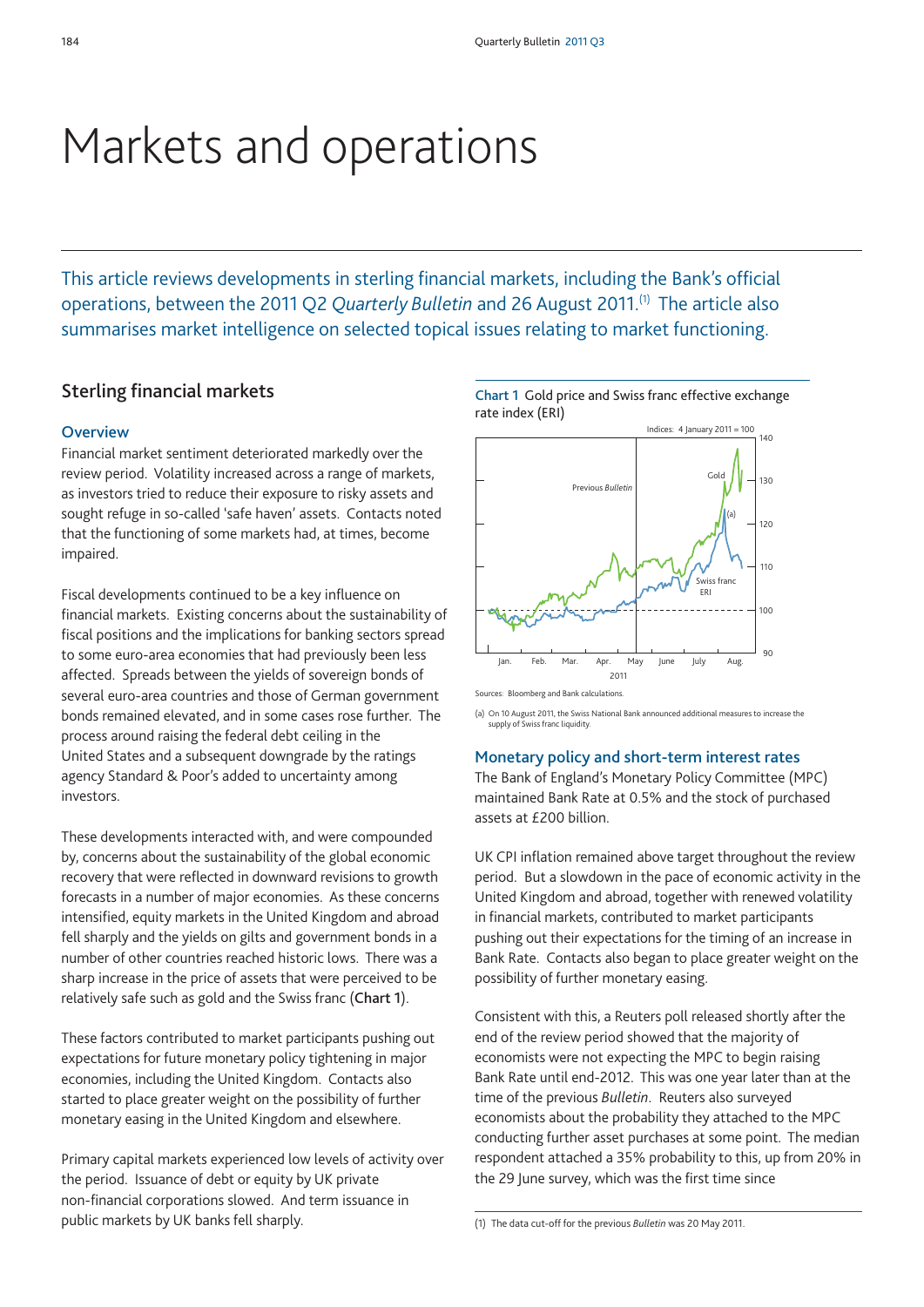# Markets and operations

This article reviews developments in sterling financial markets, including the Bank's official operations, between the 2011 Q2 *Quarterly Bulletin* and 26 August 2011.[1] The article also summarises market intelligence on selected topical issues relating to market functioning.

## Sterling financial markets

### Overview

Financial market sentiment deteriorated markedly over the review period. Volatility increased across a range of markets, as investors tried to reduce their exposure to risky assets and sought refuge in so-called 'safe haven' assets. Contacts noted that the functioning of some markets had, at times, become impaired.

Fiscal developments continued to be a key influence on financial markets. Existing concerns about the sustainability of fiscal positions and the implications for banking sectors spread to some euro-area economies that had previously been less affected. Spreads between the yields of sovereign bonds of several euro-area countries and those of German government bonds remained elevated, and in some cases rose further. The process around raising the federal debt ceiling in the United States and a subsequent downgrade by the ratings agency Standard & Poor's added to uncertainty among investors.

These developments interacted with, and were compounded by, concerns about the sustainability of the global economic recovery that were reflected in downward revisions to growth forecasts in a number of major economies. As these concerns intensified, equity markets in the United Kingdom and abroad fell sharply and the yields on gilts and government bonds in a number of other countries reached historic lows. There was a sharp increase in the price of assets that were perceived to be relatively safe such as gold and the Swiss franc (**Chart 1**).

These factors contributed to market participants pushing out expectations for future monetary policy tightening in major economies, including the United Kingdom. Contacts also started to place greater weight on the possibility of further monetary easing in the United Kingdom and elsewhere.

Primary capital markets experienced low levels of activity over the period. Issuance of debt or equity by UK private non-financial corporations slowed. And term issuance in public markets by UK banks fell sharply.

**Chart 1** Gold price and Swiss franc effective exchange rate index (ERI)

Sources: Bloomberg and Bank calculations.

(a) On 10 August 2011, the Swiss National Bank announced additional measures to increase the supply of Swiss franc liquidity.

### Monetary policy and short-term interest rates

The Bank of England's Monetary Policy Committee (MPC) maintained Bank Rate at 0.5% and the stock of purchased assets at £200 billion.

UK CPI inflation remained above target throughout the review period. But a slowdown in the pace of economic activity in the United Kingdom and abroad, together with renewed volatility in financial markets, contributed to market participants pushing out their expectations for the timing of an increase in Bank Rate. Contacts also began to place greater weight on the possibility of further monetary easing.

Consistent with this, a Reuters poll released shortly after the end of the review period showed that the majority of economists were not expecting the MPC to begin raising Bank Rate until end-2012. This was one year later than at the time of the previous *Bulletin*. Reuters also surveyed economists about the probability they attached to the MPC conducting further asset purchases at some point. The median respondent attached a 35% probability to this, up from 20% in the 29 June survey, which was the first time since

(1) The data cut-off for the previous *Bulletin* was 20 May 2011.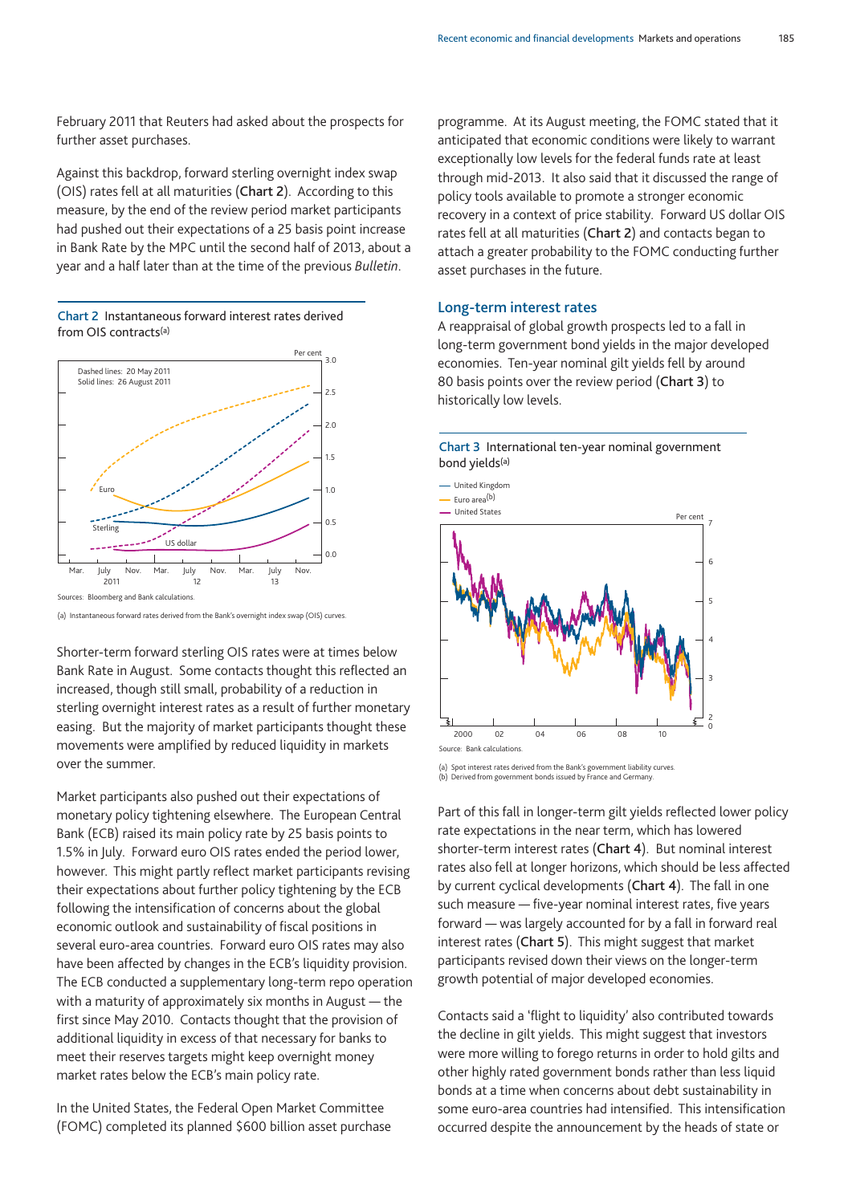February 2011 that Reuters had asked about the prospects for further asset purchases.

Against this backdrop, forward sterling overnight index swap (OIS) rates fell at all maturities (**Chart 2**). According to this measure, by the end of the review period market participants had pushed out their expectations of a 25 basis point increase in Bank Rate by the MPC until the second half of 2013, about a year and a half later than at the time of the previous *Bulletin*.

**Chart 2** Instantaneous forward interest rates derived from OIS contracts[(a)]

Sources: Bloomberg and Bank calculations.

(a) Instantaneous forward rates derived from the Bank's overnight index swap (OIS) curves.

Shorter-term forward sterling OIS rates were at times below Bank Rate in August. Some contacts thought this reflected an increased, though still small, probability of a reduction in sterling overnight interest rates as a result of further monetary easing. But the majority of market participants thought these movements were amplified by reduced liquidity in markets over the summer.

Market participants also pushed out their expectations of monetary policy tightening elsewhere. The European Central Bank (ECB) raised its main policy rate by 25 basis points to 1.5% in July. Forward euro OIS rates ended the period lower, however. This might partly reflect market participants revising their expectations about further policy tightening by the ECB following the intensification of concerns about the global economic outlook and sustainability of fiscal positions in several euro-area countries. Forward euro OIS rates may also have been affected by changes in the ECB's liquidity provision. The ECB conducted a supplementary long-term repo operation with a maturity of approximately six months in August — the first since May 2010. Contacts thought that the provision of additional liquidity in excess of that necessary for banks to meet their reserves targets might keep overnight money market rates below the ECB's main policy rate.

In the United States, the Federal Open Market Committee (FOMC) completed its planned $600 billion asset purchase programme. At its August meeting, the FOMC stated that it anticipated that economic conditions were likely to warrant exceptionally low levels for the federal funds rate at least through mid-2013. It also said that it discussed the range of policy tools available to promote a stronger economic recovery in a context of price stability. Forward US dollar OIS rates fell at all maturities (**Chart 2**) and contacts began to attach a greater probability to the FOMC conducting further asset purchases in the future.

## Long-term interest rates

A reappraisal of global growth prospects led to a fall in long-term government bond yields in the major developed economies. Ten-year nominal gilt yields fell by around 80 basis points over the review period (**Chart 3**) to historically low levels.

**Chart 3** International ten-year nominal government bond yields[(a)]

Source: Bank calculations.

(a) Spot interest rates derived from the Bank's government liability curves.
(b) Derived from government bonds issued by France and Germany.

Part of this fall in longer-term gilt yields reflected lower policy rate expectations in the near term, which has lowered shorter-term interest rates (**Chart 4**). But nominal interest rates also fell at longer horizons, which should be less affected by current cyclical developments (**Chart 4**). The fall in one such measure — five-year nominal interest rates, five years forward — was largely accounted for by a fall in forward real interest rates (**Chart 5**). This might suggest that market participants revised down their views on the longer-term growth potential of major developed economies.

Contacts said a 'flight to liquidity' also contributed towards the decline in gilt yields. This might suggest that investors were more willing to forego returns in order to hold gilts and other highly rated government bonds rather than less liquid bonds at a time when concerns about debt sustainability in some euro-area countries had intensified. This intensification occurred despite the announcement by the heads of state or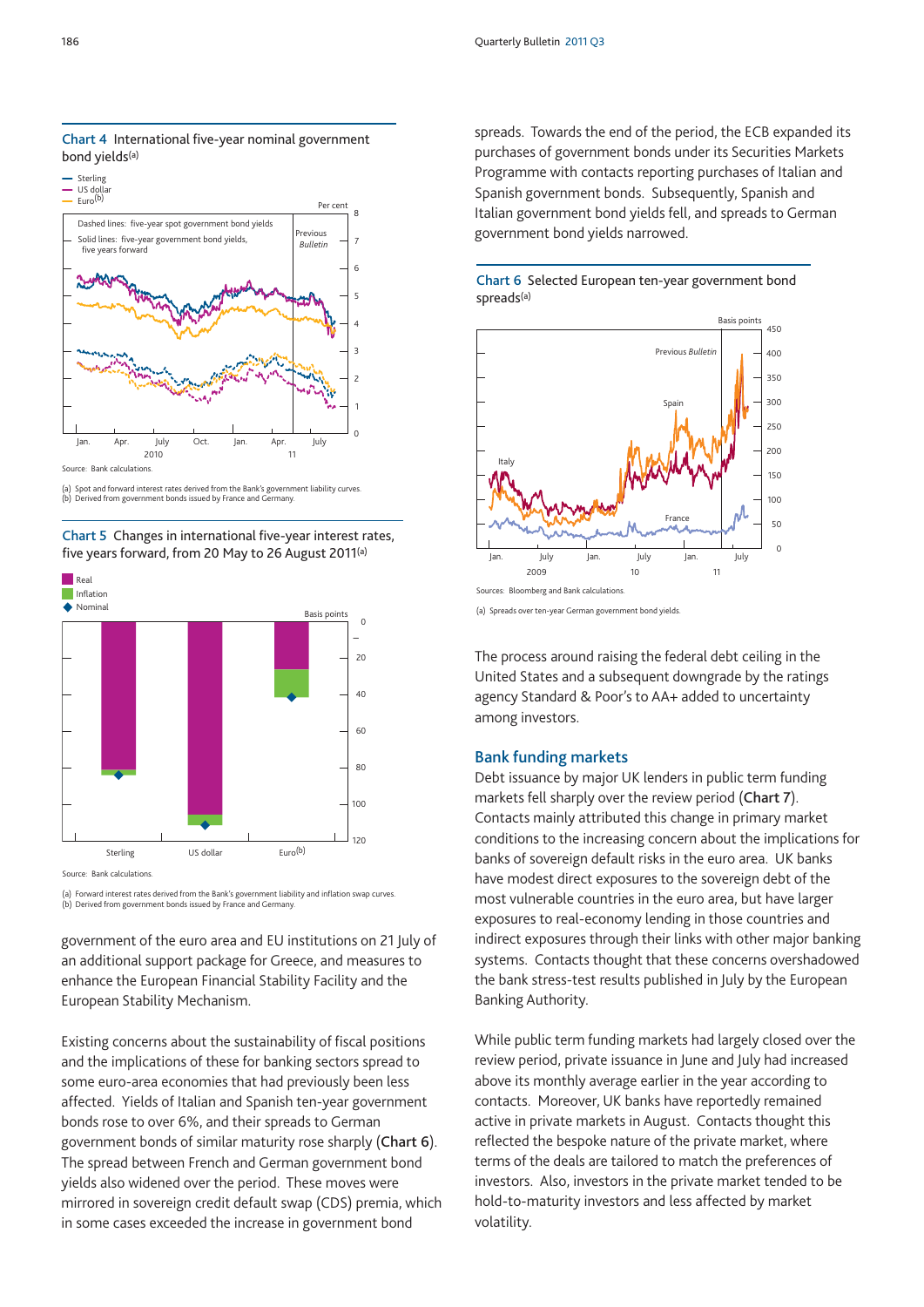**Chart 4** International five-year nominal government bond yields(a)

Source: Bank calculations.

(a) Spot and forward interest rates derived from the Bank's government liability curves.
(b) Derived from government bonds issued by France and Germany.

**Chart 5** Changes in international five-year interest rates, five years forward, from 20 May to 26 August 2011(a)

Source: Bank calculations.

(a) Forward interest rates derived from the Bank's government liability and inflation swap curves.
(b) Derived from government bonds issued by France and Germany.

government of the euro area and EU institutions on 21 July of an additional support package for Greece, and measures to enhance the European Financial Stability Facility and the European Stability Mechanism.

Existing concerns about the sustainability of fiscal positions and the implications of these for banking sectors spread to some euro-area economies that had previously been less affected. Yields of Italian and Spanish ten-year government bonds rose to over 6%, and their spreads to German government bonds of similar maturity rose sharply (**Chart 6**). The spread between French and German government bond yields also widened over the period. These moves were mirrored in sovereign credit default swap (CDS) premia, which in some cases exceeded the increase in government bond spreads. Towards the end of the period, the ECB expanded its purchases of government bonds under its Securities Markets Programme with contacts reporting purchases of Italian and Spanish government bonds. Subsequently, Spanish and Italian government bond yields fell, and spreads to German government bond yields narrowed.

**Chart 6** Selected European ten-year government bond spreads(a)

Sources: Bloomberg and Bank calculations.

(a) Spreads over ten-year German government bond yields.

The process around raising the federal debt ceiling in the United States and a subsequent downgrade by the ratings agency Standard & Poor's to AA+ added to uncertainty among investors.

## Bank funding markets

Debt issuance by major UK lenders in public term funding markets fell sharply over the review period (**Chart 7**). Contacts mainly attributed this change in primary market conditions to the increasing concern about the implications for banks of sovereign default risks in the euro area. UK banks have modest direct exposures to the sovereign debt of the most vulnerable countries in the euro area, but have larger exposures to real-economy lending in those countries and indirect exposures through their links with other major banking systems. Contacts thought that these concerns overshadowed the bank stress-test results published in July by the European Banking Authority.

While public term funding markets had largely closed over the review period, private issuance in June and July had increased above its monthly average earlier in the year according to contacts. Moreover, UK banks have reportedly remained active in private markets in August. Contacts thought this reflected the bespoke nature of the private market, where terms of the deals are tailored to match the preferences of investors. Also, investors in the private market tended to be hold-to-maturity investors and less affected by market volatility.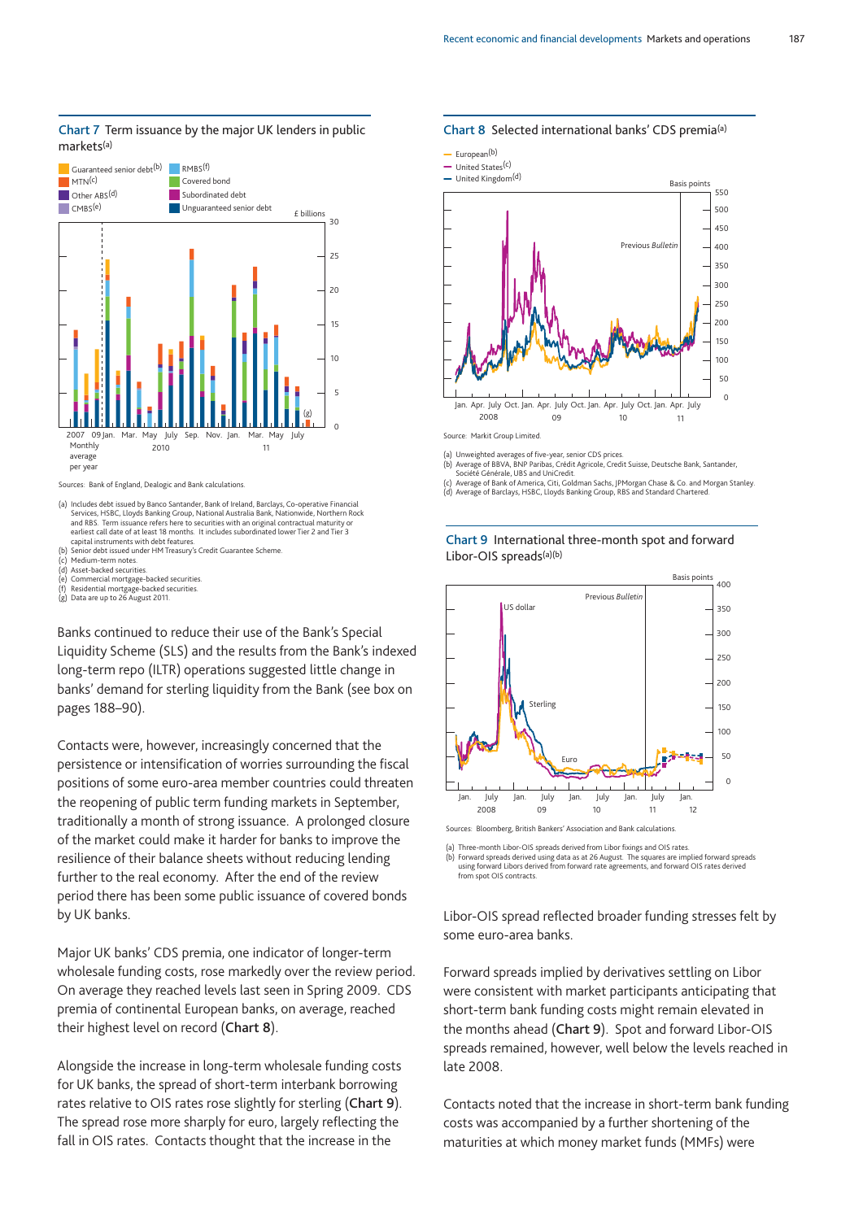**Chart 7** Term issuance by the major UK lenders in public markets[(a)]

Sources: Bank of England, Dealogic and Bank calculations.

(a) Includes debt issued by Banco Santander, Bank of Ireland, Barclays, Co-operative Financial Services, HSBC, Lloyds Banking Group, National Australia Bank, Nationwide, Northern Rock and RBS. Term issuance refers here to securities with an original contractual maturity or earliest call date of at least 18 months. It includes subordinated lower Tier 2 and Tier 3 capital instruments with debt features.
(b) Senior debt issued under HM Treasury's Credit Guarantee Scheme.
(c) Medium-term notes.
(d) Asset-backed securities.
(e) Commercial mortgage-backed securities.
(f) Residential mortgage-backed securities.
(g) Data are up to 26 August 2011.

Banks continued to reduce their use of the Bank's Special Liquidity Scheme (SLS) and the results from the Bank's indexed long-term repo (ILTR) operations suggested little change in banks' demand for sterling liquidity from the Bank (see box on pages 188–90).

Contacts were, however, increasingly concerned that the persistence or intensification of worries surrounding the fiscal positions of some euro-area member countries could threaten the reopening of public term funding markets in September, traditionally a month of strong issuance. A prolonged closure of the market could make it harder for banks to improve the resilience of their balance sheets without reducing lending further to the real economy. After the end of the review period there has been some public issuance of covered bonds by UK banks.

Major UK banks' CDS premia, one indicator of longer-term wholesale funding costs, rose markedly over the review period. On average they reached levels last seen in Spring 2009. CDS premia of continental European banks, on average, reached their highest level on record (**Chart 8**).

Alongside the increase in long-term wholesale funding costs for UK banks, the spread of short-term interbank borrowing rates relative to OIS rates rose slightly for sterling (**Chart 9**). The spread rose more sharply for euro, largely reflecting the fall in OIS rates. Contacts thought that the increase in the Libor-OIS spread reflected broader funding stresses felt by some euro-area banks.

**Chart 8** Selected international banks' CDS premia[(a)]

Source: Markit Group Limited.

(a) Unweighted averages of five-year, senior CDS prices.
(b) Average of BBVA, BNP Paribas, Crédit Agricole, Credit Suisse, Deutsche Bank, Santander, Société Générale, UBS and UniCredit.
(c) Average of Bank of America, Citi, Goldman Sachs, JPMorgan Chase & Co. and Morgan Stanley.
(d) Average of Barclays, HSBC, Lloyds Banking Group, RBS and Standard Chartered.

**Chart 9** International three-month spot and forward Libor-OIS spreads[(a)(b)]

Sources: Bloomberg, British Bankers' Association and Bank calculations.

(a) Three-month Libor-OIS spreads derived from Libor fixings and OIS rates.
(b) Forward spreads derived using data as at 26 August. The squares are implied forward spreads using forward Libors derived from forward rate agreements, and forward OIS rates derived from spot OIS contracts.

Forward spreads implied by derivatives settling on Libor were consistent with market participants anticipating that short-term bank funding costs might remain elevated in the months ahead (**Chart 9**). Spot and forward Libor-OIS spreads remained, however, well below the levels reached in late 2008.

Contacts noted that the increase in short-term bank funding costs was accompanied by a further shortening of the maturities at which money market funds (MMFs) were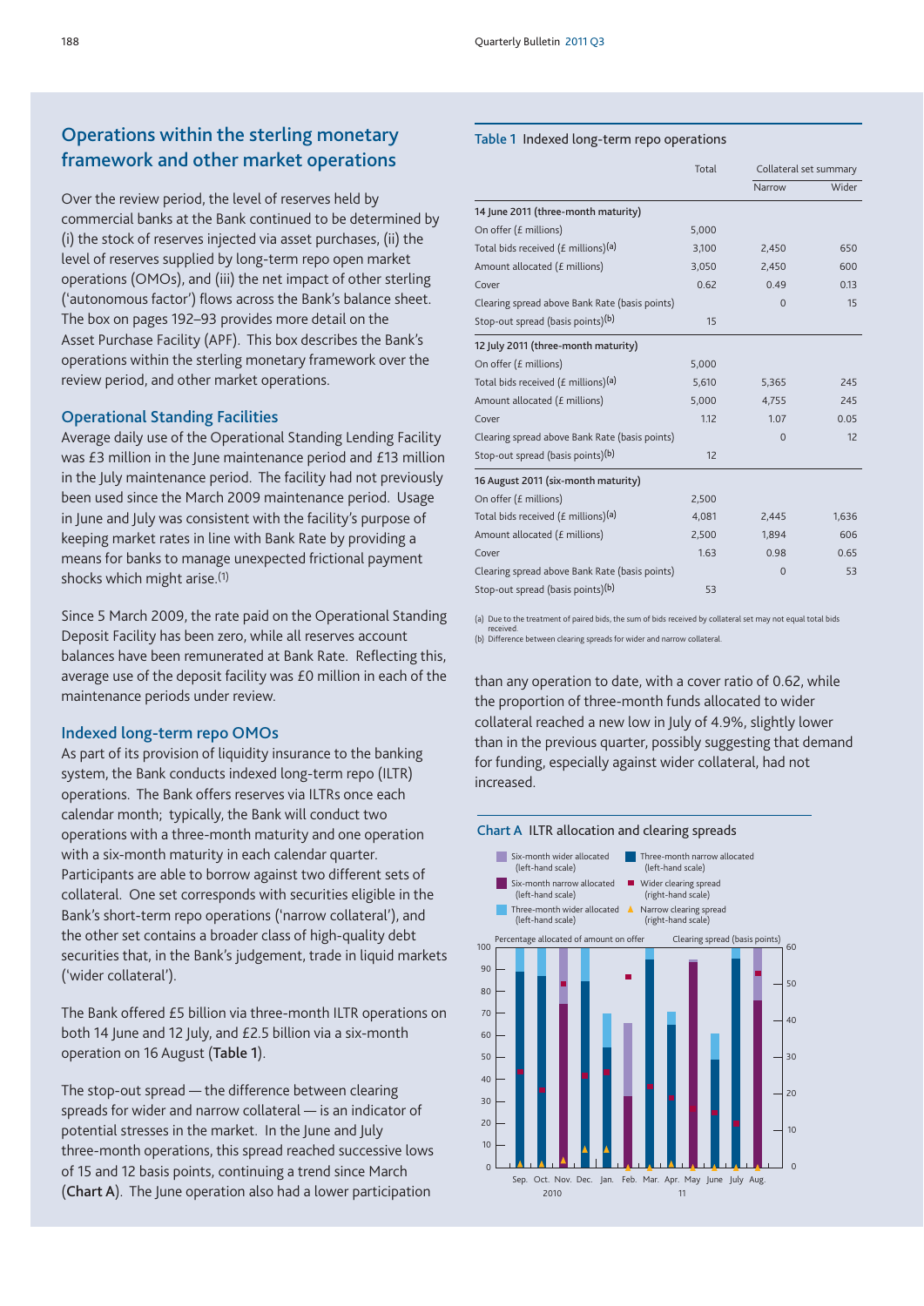## Operations within the sterling monetary framework and other market operations

Over the review period, the level of reserves held by commercial banks at the Bank continued to be determined by (i) the stock of reserves injected via asset purchases, (ii) the level of reserves supplied by long-term repo open market operations (OMOs), and (iii) the net impact of other sterling ('autonomous factor') flows across the Bank's balance sheet. The box on pages 192–93 provides more detail on the Asset Purchase Facility (APF). This box describes the Bank's operations within the sterling monetary framework over the review period, and other market operations.

### Operational Standing Facilities

Average daily use of the Operational Standing Lending Facility was £3 million in the June maintenance period and £13 million in the July maintenance period. The facility had not previously been used since the March 2009 maintenance period. Usage in June and July was consistent with the facility's purpose of keeping market rates in line with Bank Rate by providing a means for banks to manage unexpected frictional payment shocks which might arise.[1]

Since 5 March 2009, the rate paid on the Operational Standing Deposit Facility has been zero, while all reserves account balances have been remunerated at Bank Rate. Reflecting this, average use of the deposit facility was £0 million in each of the maintenance periods under review.

### Indexed long-term repo OMOs

As part of its provision of liquidity insurance to the banking system, the Bank conducts indexed long-term repo (ILTR) operations. The Bank offers reserves via ILTRs once each calendar month; typically, the Bank will conduct two operations with a three-month maturity and one operation with a six-month maturity in each calendar quarter. Participants are able to borrow against two different sets of collateral. One set corresponds with securities eligible in the Bank's short-term repo operations ('narrow collateral'), and the other set contains a broader class of high-quality debt securities that, in the Bank's judgement, trade in liquid markets ('wider collateral').

The Bank offered £5 billion via three-month ILTR operations on both 14 June and 12 July, and £2.5 billion via a six-month operation on 16 August (**Table 1**).

The stop-out spread — the difference between clearing spreads for wider and narrow collateral — is an indicator of potential stresses in the market. In the June and July three-month operations, this spread reached successive lows of 15 and 12 basis points, continuing a trend since March (**Chart A**). The June operation also had a lower participation than any operation to date, with a cover ratio of 0.62, while the proportion of three-month funds allocated to wider collateral reached a new low in July of 4.9%, slightly lower than in the previous quarter, possibly suggesting that demand for funding, especially against wider collateral, had not increased.

**Table 1** Indexed long-term repo operations

| | Total | Collateral set summary | |
|---|---|---|---|
| | | Narrow | Wider |
| **14 June 2011 (three-month maturity)** | | | |
| On offer (£ millions) | 5,000 | | |
| Total bids received (£ millions)[(a)] | 3,100 | 2,450 | 650 |
| Amount allocated (£ millions) | 3,050 | 2,450 | 600 |
| Cover | 0.62 | 0.49 | 0.13 |
| Clearing spread above Bank Rate (basis points) | | 0 | 15 |
| Stop-out spread (basis points)[(b)] | 15 | | |
| **12 July 2011 (three-month maturity)** | | | |
| On offer (£ millions) | 5,000 | | |
| Total bids received (£ millions)[(a)] | 5,610 | 5,365 | 245 |
| Amount allocated (£ millions) | 5,000 | 4,755 | 245 |
| Cover | 1.12 | 1.07 | 0.05 |
| Clearing spread above Bank Rate (basis points) | | 0 | 12 |
| Stop-out spread (basis points)[(b)] | 12 | | |
| **16 August 2011 (six-month maturity)** | | | |
| On offer (£ millions) | 2,500 | | |
| Total bids received (£ millions)[(a)] | 4,081 | 2,445 | 1,636 |
| Amount allocated (£ millions) | 2,500 | 1,894 | 606 |
| Cover | 1.63 | 0.98 | 0.65 |
| Clearing spread above Bank Rate (basis points) | | 0 | 53 |
| Stop-out spread (basis points)[(b)] | 53 | | |

(a) Due to the treatment of paired bids, the sum of bids received by collateral set may not equal total bids received.
(b) Difference between clearing spreads for wider and narrow collateral.

**Chart A** ILTR allocation and clearing spreads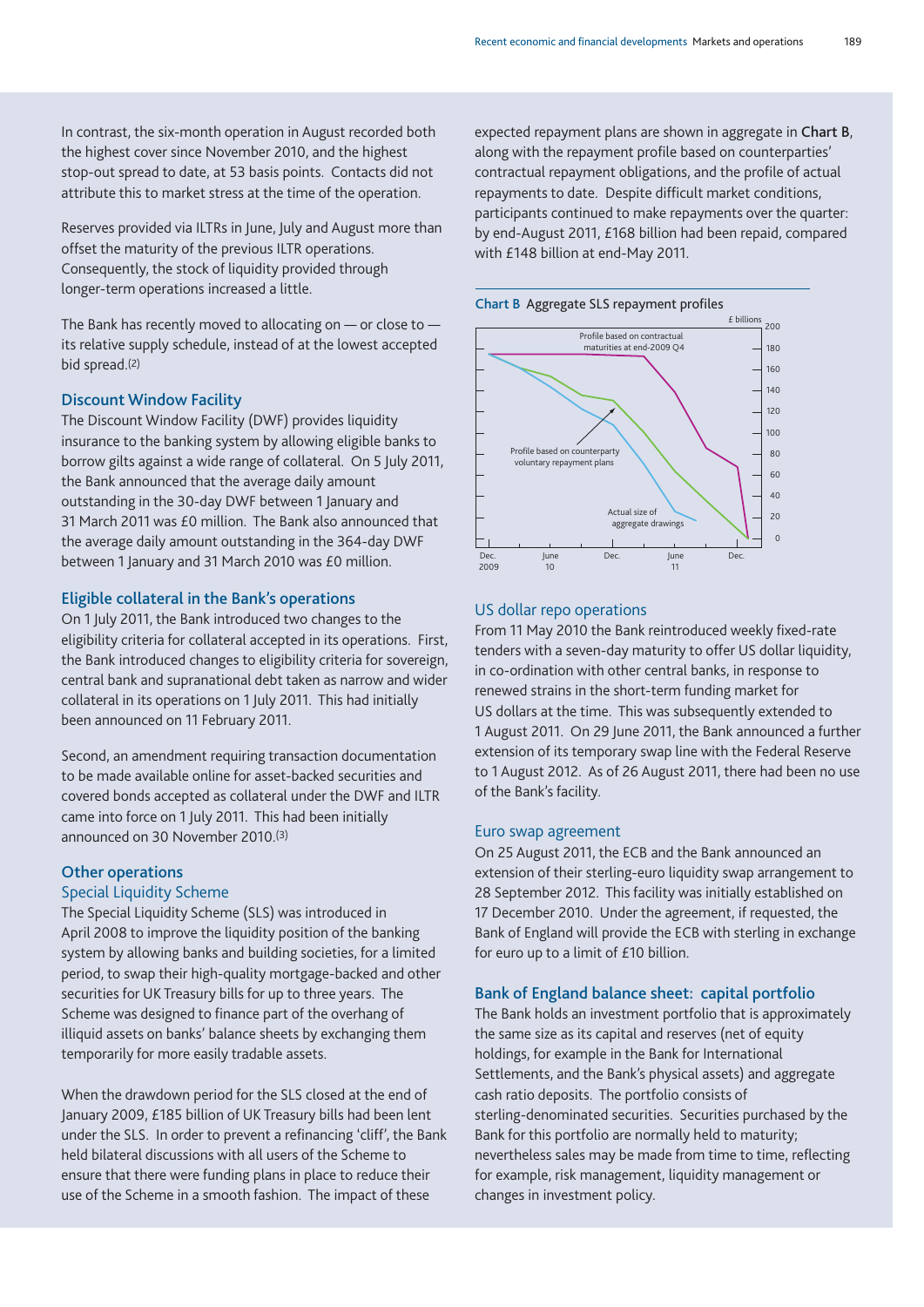In contrast, the six-month operation in August recorded both the highest cover since November 2010, and the highest stop-out spread to date, at 53 basis points. Contacts did not attribute this to market stress at the time of the operation.

Reserves provided via ILTRs in June, July and August more than offset the maturity of the previous ILTR operations. Consequently, the stock of liquidity provided through longer-term operations increased a little.

The Bank has recently moved to allocating on — or close to — its relative supply schedule, instead of at the lowest accepted bid spread.(2)

### Discount Window Facility

The Discount Window Facility (DWF) provides liquidity insurance to the banking system by allowing eligible banks to borrow gilts against a wide range of collateral. On 5 July 2011, the Bank announced that the average daily amount outstanding in the 30-day DWF between 1 January and 31 March 2011 was £0 million. The Bank also announced that the average daily amount outstanding in the 364-day DWF between 1 January and 31 March 2010 was £0 million.

### Eligible collateral in the Bank's operations

On 1 July 2011, the Bank introduced two changes to the eligibility criteria for collateral accepted in its operations. First, the Bank introduced changes to eligibility criteria for sovereign, central bank and supranational debt taken as narrow and wider collateral in its operations on 1 July 2011. This had initially been announced on 11 February 2011.

Second, an amendment requiring transaction documentation to be made available online for asset-backed securities and covered bonds accepted as collateral under the DWF and ILTR came into force on 1 July 2011. This had been initially announced on 30 November 2010.(3)

### Other operations

#### Special Liquidity Scheme

The Special Liquidity Scheme (SLS) was introduced in April 2008 to improve the liquidity position of the banking system by allowing banks and building societies, for a limited period, to swap their high-quality mortgage-backed and other securities for UK Treasury bills for up to three years. The Scheme was designed to finance part of the overhang of illiquid assets on banks' balance sheets by exchanging them temporarily for more easily tradable assets.

When the drawdown period for the SLS closed at the end of January 2009, £185 billion of UK Treasury bills had been lent under the SLS. In order to prevent a refinancing 'cliff', the Bank held bilateral discussions with all users of the Scheme to ensure that there were funding plans in place to reduce their use of the Scheme in a smooth fashion. The impact of these expected repayment plans are shown in aggregate in **Chart B**, along with the repayment profile based on counterparties' contractual repayment obligations, and the profile of actual repayments to date. Despite difficult market conditions, participants continued to make repayments over the quarter: by end-August 2011, £168 billion had been repaid, compared with £148 billion at end-May 2011.

**Chart B** Aggregate SLS repayment profiles

#### US dollar repo operations

From 11 May 2010 the Bank reintroduced weekly fixed-rate tenders with a seven-day maturity to offer US dollar liquidity, in co-ordination with other central banks, in response to renewed strains in the short-term funding market for US dollars at the time. This was subsequently extended to 1 August 2011. On 29 June 2011, the Bank announced a further extension of its temporary swap line with the Federal Reserve to 1 August 2012. As of 26 August 2011, there had been no use of the Bank's facility.

#### Euro swap agreement

On 25 August 2011, the ECB and the Bank announced an extension of their sterling-euro liquidity swap arrangement to 28 September 2012. This facility was initially established on 17 December 2010. Under the agreement, if requested, the Bank of England will provide the ECB with sterling in exchange for euro up to a limit of £10 billion.

### Bank of England balance sheet: capital portfolio

The Bank holds an investment portfolio that is approximately the same size as its capital and reserves (net of equity holdings, for example in the Bank for International Settlements, and the Bank's physical assets) and aggregate cash ratio deposits. The portfolio consists of sterling-denominated securities. Securities purchased by the Bank for this portfolio are normally held to maturity; nevertheless sales may be made from time to time, reflecting for example, risk management, liquidity management or changes in investment policy.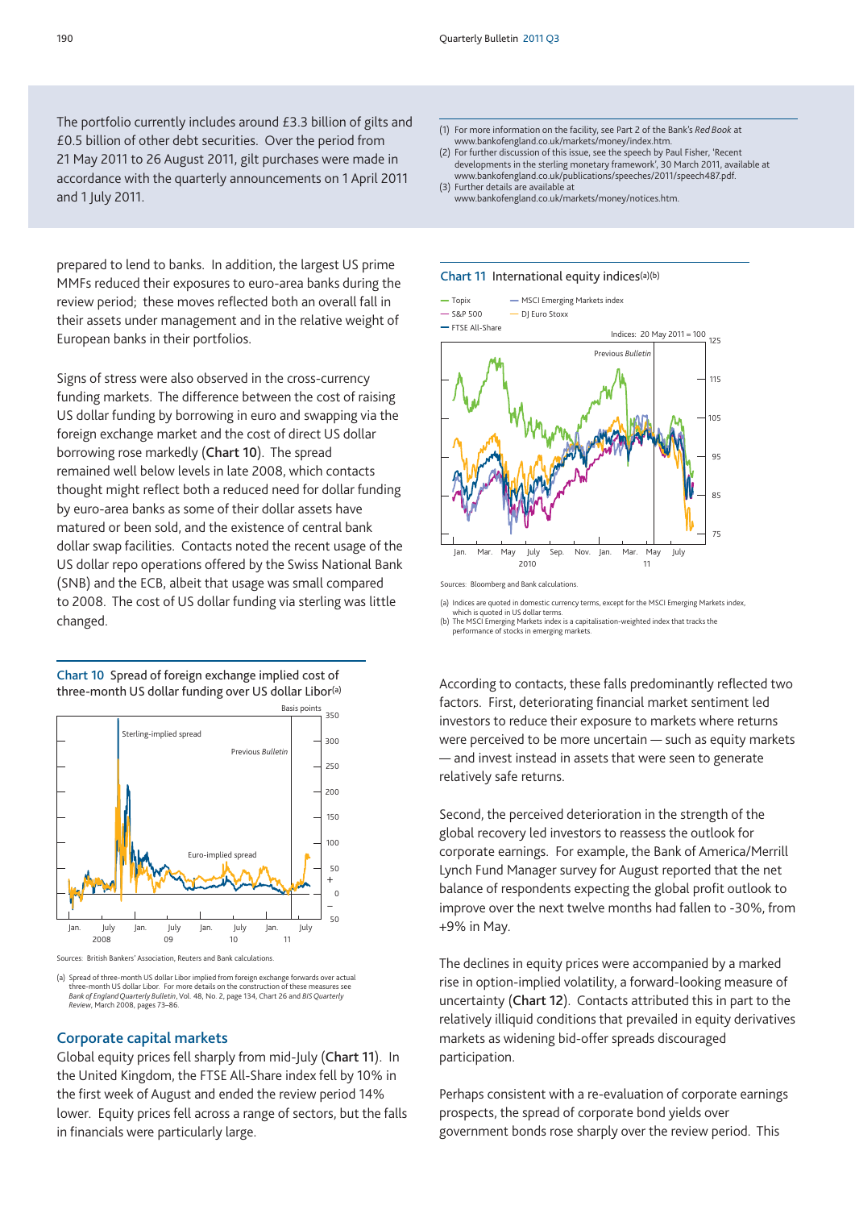The portfolio currently includes around £3.3 billion of gilts and £0.5 billion of other debt securities. Over the period from 21 May 2011 to 26 August 2011, gilt purchases were made in accordance with the quarterly announcements on 1 April 2011 and 1 July 2011.

(1) For more information on the facility, see Part 2 of the Bank's *Red Book* at www.bankofengland.co.uk/markets/money/index.htm.
(2) For further discussion of this issue, see the speech by Paul Fisher, 'Recent developments in the sterling monetary framework', 30 March 2011, available at www.bankofengland.co.uk/publications/speeches/2011/speech487.pdf.
(3) Further details are available at www.bankofengland.co.uk/markets/money/notices.htm.

prepared to lend to banks. In addition, the largest US prime MMFs reduced their exposures to euro-area banks during the review period; these moves reflected both an overall fall in their assets under management and in the relative weight of European banks in their portfolios.

Signs of stress were also observed in the cross-currency funding markets. The difference between the cost of raising US dollar funding by borrowing in euro and swapping via the foreign exchange market and the cost of direct US dollar borrowing rose markedly (**Chart 10**). The spread remained well below levels in late 2008, which contacts thought might reflect both a reduced need for dollar funding by euro-area banks as some of their dollar assets have matured or been sold, and the existence of central bank dollar swap facilities. Contacts noted the recent usage of the US dollar repo operations offered by the Swiss National Bank (SNB) and the ECB, albeit that usage was small compared to 2008. The cost of US dollar funding via sterling was little changed.

**Chart 10** Spread of foreign exchange implied cost of three-month US dollar funding over US dollar Libor(a)

Sources: British Bankers' Association, Reuters and Bank calculations.

(a) Spread of three-month US dollar Libor implied from foreign exchange forwards over actual three-month US dollar Libor. For more details on the construction of these measures see *Bank of England Quarterly Bulletin*, Vol. 48, No. 2, page 134, Chart 26 and *BIS Quarterly Review*, March 2008, pages 73–86.

## Corporate capital markets

Global equity prices fell sharply from mid-July (**Chart 11**). In the United Kingdom, the FTSE All-Share index fell by 10% in the first week of August and ended the review period 14% lower. Equity prices fell across a range of sectors, but the falls in financials were particularly large.

**Chart 11** International equity indices(a)(b)

Sources: Bloomberg and Bank calculations.

(a) Indices are quoted in domestic currency terms, except for the MSCI Emerging Markets index, which is quoted in US dollar terms.
(b) The MSCI Emerging Markets index is a capitalisation-weighted index that tracks the performance of stocks in emerging markets.

According to contacts, these falls predominantly reflected two factors. First, deteriorating financial market sentiment led investors to reduce their exposure to markets where returns were perceived to be more uncertain — such as equity markets — and invest instead in assets that were seen to generate relatively safe returns.

Second, the perceived deterioration in the strength of the global recovery led investors to reassess the outlook for corporate earnings. For example, the Bank of America/Merrill Lynch Fund Manager survey for August reported that the net balance of respondents expecting the global profit outlook to improve over the next twelve months had fallen to -30%, from +9% in May.

The declines in equity prices were accompanied by a marked rise in option-implied volatility, a forward-looking measure of uncertainty (**Chart 12**). Contacts attributed this in part to the relatively illiquid conditions that prevailed in equity derivatives markets as widening bid-offer spreads discouraged participation.

Perhaps consistent with a re-evaluation of corporate earnings prospects, the spread of corporate bond yields over government bonds rose sharply over the review period. This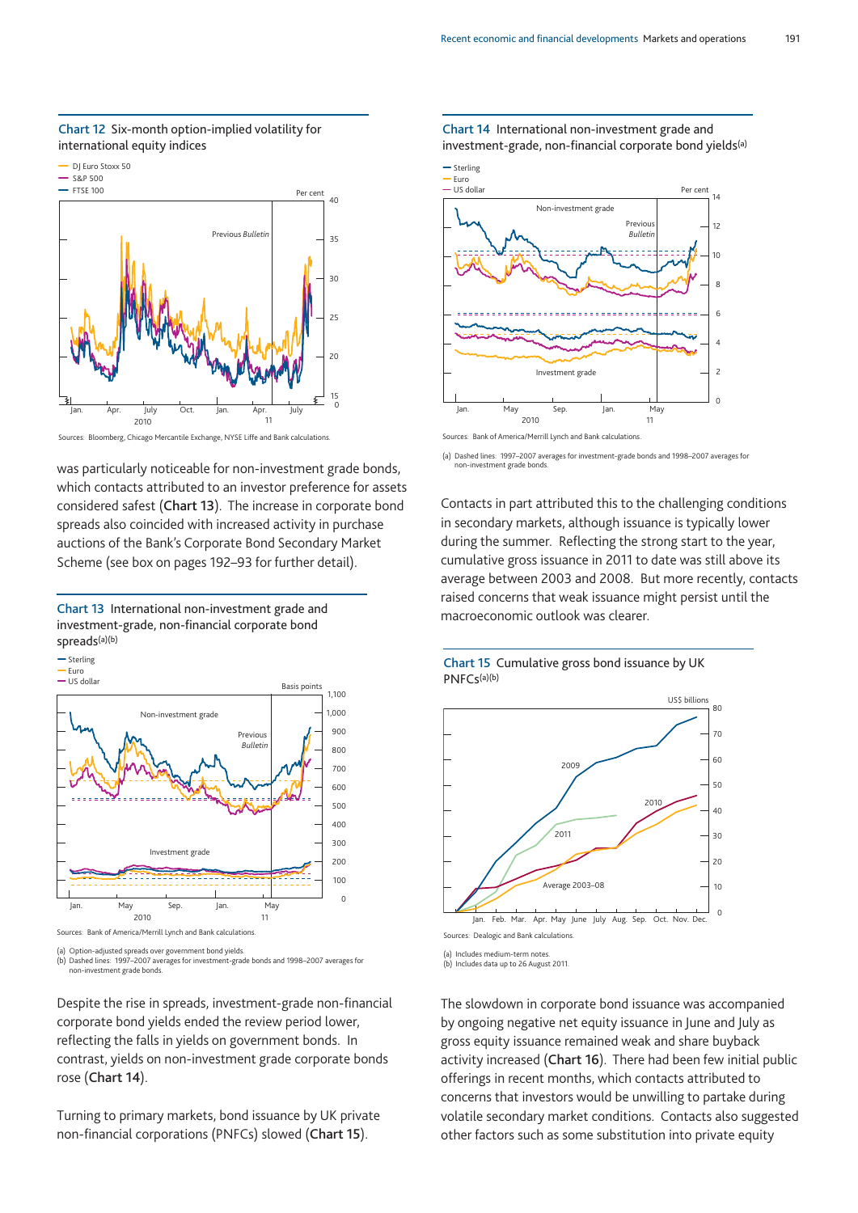**Chart 12** Six-month option-implied volatility for international equity indices

Sources: Bloomberg, Chicago Mercantile Exchange, NYSE Liffe and Bank calculations.

was particularly noticeable for non-investment grade bonds, which contacts attributed to an investor preference for assets considered safe (**Chart 13**). The increase in corporate bond spreads also coincided with increased activity in purchase auctions of the Bank's Corporate Bond Secondary Market Scheme (see box on pages 192–93 for further detail).

**Chart 13** International non-investment grade and investment-grade, non-financial corporate bond spreads(a)(b)

Sources: Bank of America/Merrill Lynch and Bank calculations.

(a) Option-adjusted spreads over government bond yields.
(b) Dashed lines: 1997–2007 averages for investment-grade bonds and 1998–2007 averages for non-investment grade bonds.

Despite the rise in spreads, investment-grade non-financial corporate bond yields ended the review period lower, reflecting the falls in yields on government bonds. In contrast, yields on non-investment grade corporate bonds rose (**Chart 14**).

Turning to primary markets, bond issuance by UK private non-financial corporations (PNFCs) slowed (**Chart 15**).

**Chart 14** International non-investment grade and investment-grade, non-financial corporate bond yields(a)

Sources: Bank of America/Merrill Lynch and Bank calculations.

(a) Dashed lines: 1997–2007 averages for investment-grade bonds and 1998–2007 averages for non-investment grade bonds.

Contacts in part attributed this to the challenging conditions in secondary markets, although issuance is typically lower during the summer. Reflecting the strong start to the year, cumulative gross issuance in 2011 to date was still above its average between 2003 and 2008. But more recently, contacts raised concerns that weak issuance might persist until the macroeconomic outlook was clearer.

**Chart 15** Cumulative gross bond issuance by UK PNFCs(a)(b)

Sources: Dealogic and Bank calculations.

(a) Includes medium-term notes.
(b) Includes data up to 26 August 2011.

The slowdown in corporate bond issuance was accompanied by ongoing negative net equity issuance in June and July as gross equity issuance remained weak and share buyback activity increased (**Chart 16**). There had been few initial public offerings in recent months, which contacts attributed to concerns that investors would be unwilling to partake during volatile secondary market conditions. Contacts also suggested other factors such as some substitution into private equity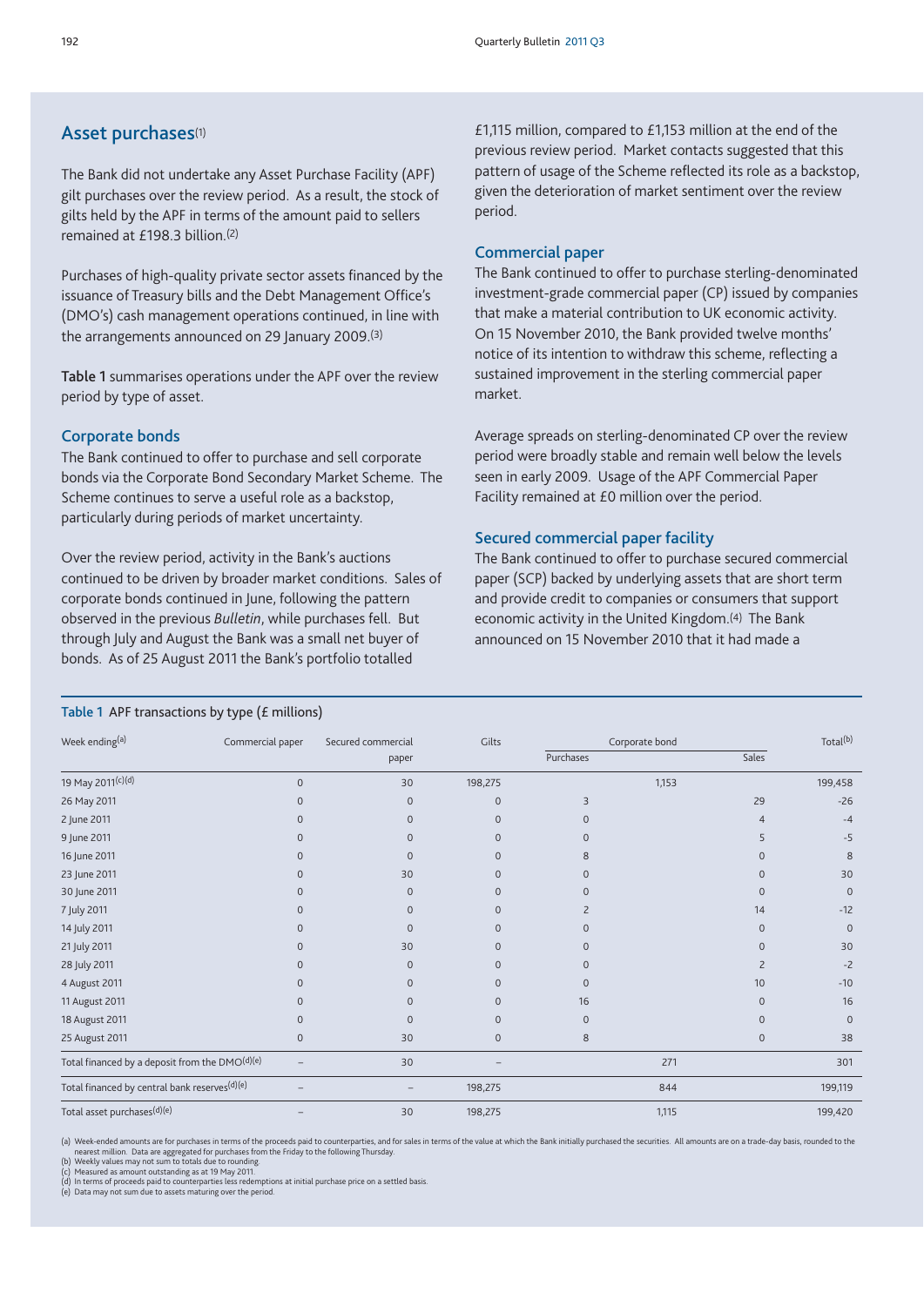## Asset purchases[1]

The Bank did not undertake any Asset Purchase Facility (APF) gilt purchases over the review period. As a result, the stock of gilts held by the APF in terms of the amount paid to sellers remained at £198.3 billion.[2]

Purchases of high-quality private sector assets financed by the issuance of Treasury bills and the Debt Management Office's (DMO's) cash management operations continued, in line with the arrangements announced on 29 January 2009.[3]

**Table 1** summarises operations under the APF over the review period by type of asset.

### Corporate bonds

The Bank continued to offer to purchase and sell corporate bonds via the Corporate Bond Secondary Market Scheme. The Scheme continues to serve a useful role as a backstop, particularly during periods of market uncertainty.

Over the review period, activity in the Bank's auctions continued to be driven by broader market conditions. Sales of corporate bonds continued in June, following the pattern observed in the previous *Bulletin*, while purchases fell. But through July and August the Bank was a small net buyer of bonds. As of 25 August 2011 the Bank's portfolio totalled £1,115 million, compared to £1,153 million at the end of the previous review period. Market contacts suggested that this pattern of usage of the Scheme reflected its role as a backstop, given the deterioration of market sentiment over the review period.

### Commercial paper

The Bank continued to offer to purchase sterling-denominated investment-grade commercial paper (CP) issued by companies that make a material contribution to UK economic activity. On 15 November 2010, the Bank provided twelve months' notice of its intention to withdraw this scheme, reflecting a sustained improvement in the sterling commercial paper market.

Average spreads on sterling-denominated CP over the review period were broadly stable and remain well below the levels seen in early 2009. Usage of the APF Commercial Paper Facility remained at £0 million over the period.

### Secured commercial paper facility

The Bank continued to offer to purchase secured commercial paper (SCP) backed by underlying assets that are short term and provide credit to companies or consumers that support economic activity in the United Kingdom.[4] The Bank announced on 15 November 2010 that it had made a

**Table 1** APF transactions by type (£ millions)

| Week ending[(a)] | Commercial paper | Secured commercial paper | Gilts | Corporate bond | | Total[(b)] |
|---|---|---|---|---|---|---|
| | | | | Purchases | Sales | |
| 19 May 2011[(c)(d)] | 0 | 30 | 198,275 | 1,153 | | 199,458 |
| 26 May 2011 | 0 | 0 | 0 | 3 | 29 | -26 |
| 2 June 2011 | 0 | 0 | 0 | 0 | 4 | -4 |
| 9 June 2011 | 0 | 0 | 0 | 0 | 5 | -5 |
| 16 June 2011 | 0 | 0 | 0 | 8 | 0 | 8 |
| 23 June 2011 | 0 | 30 | 0 | 0 | 0 | 30 |
| 30 June 2011 | 0 | 0 | 0 | 0 | 0 | 0 |
| 7 July 2011 | 0 | 0 | 0 | 2 | 14 | -12 |
| 14 July 2011 | 0 | 0 | 0 | 0 | 0 | 0 |
| 21 July 2011 | 0 | 30 | 0 | 0 | 0 | 30 |
| 28 July 2011 | 0 | 0 | 0 | 0 | 2 | -2 |
| 4 August 2011 | 0 | 0 | 0 | 0 | 10 | -10 |
| 11 August 2011 | 0 | 0 | 0 | 16 | 0 | 16 |
| 18 August 2011 | 0 | 0 | 0 | 0 | 0 | 0 |
| 25 August 2011 | 0 | 30 | 0 | 8 | 0 | 38 |
| Total financed by a deposit from the DMO[(d)(e)] | – | 30 | – | 271 | | 301 |
| Total financed by central bank reserves[(d)(e)] | – | – | 198,275 | 844 | | 199,119 |
| Total asset purchases[(d)(e)] | – | 30 | 198,275 | 1,115 | | 199,420 |

(a) Week-ended amounts are for purchases in terms of the proceeds paid to counterparties, and for sales in terms of the value at which the Bank initially purchased the securities. All amounts are on a trade-day basis, rounded to the nearest million. Data are aggregated for purchases from the Friday to the following Thursday.
(b) Weekly values may not sum to totals due to rounding.
(c) Measured as amount outstanding as at 19 May 2011.
(d) In terms of proceeds paid to counterparties less redemptions at initial purchase price on a settled basis.
(e) Data may not sum due to assets maturing over the period.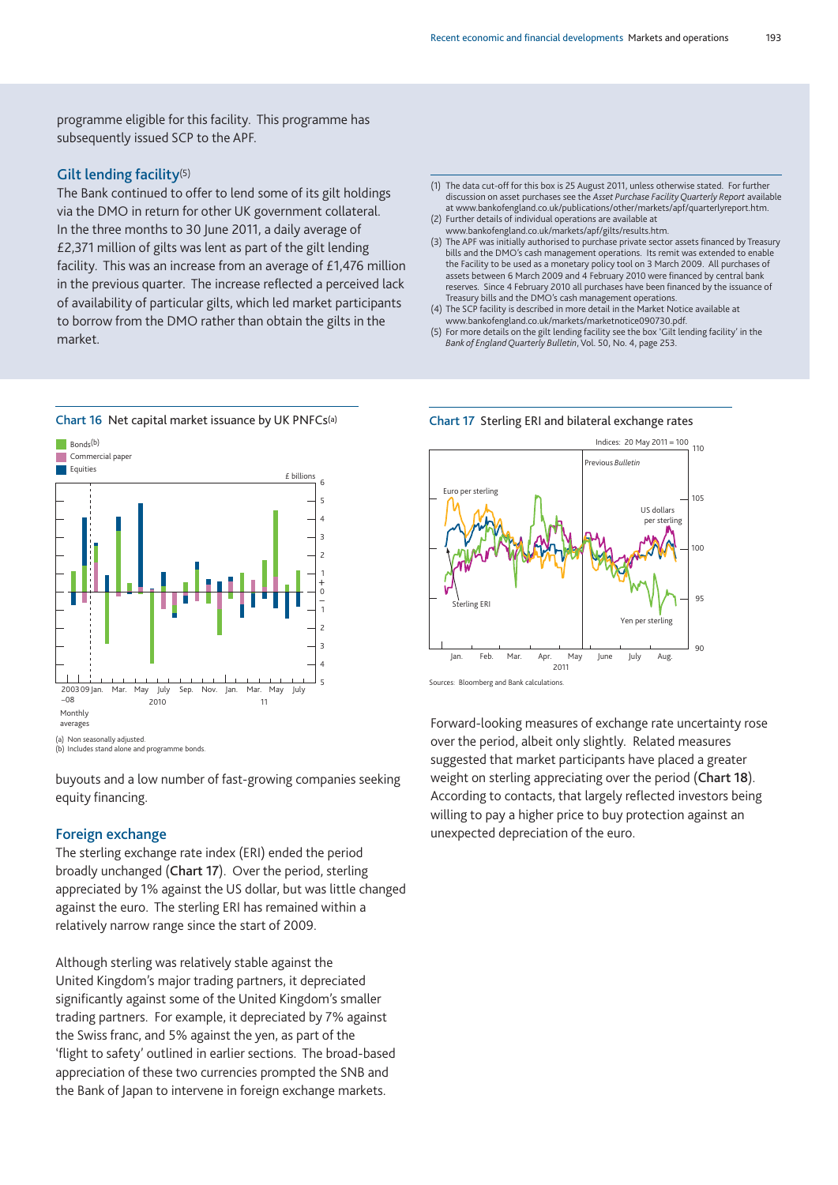programme eligible for this facility. This programme has subsequently issued SCP to the APF.

### Gilt lending facility[5]

The Bank continued to offer to lend some of its gilt holdings via the DMO in return for other UK government collateral. In the three months to 30 June 2011, a daily average of £2,371 million of gilts was lent as part of the gilt lending facility. This was an increase from an average of £1,476 million in the previous quarter. The increase reflected a perceived lack of availability of particular gilts, which led market participants to borrow from the DMO rather than obtain the gilts in the market.

(1) The data cut-off for this box is 25 August 2011, unless otherwise stated. For further discussion on asset purchases see the *Asset Purchase Facility Quarterly Report* available at www.bankofengland.co.uk/publications/other/markets/apf/quarterlyreport.htm.
(2) Further details of individual operations are available at www.bankofengland.co.uk/markets/apf/gilts/results.htm.
(3) The APF was initially authorised to purchase private sector assets financed by Treasury bills and the DMO's cash management operations. Its remit was extended to enable the Facility to be used as a monetary policy tool on 3 March 2009. All purchases of assets between 6 March 2009 and 4 February 2010 were financed by central bank reserves. Since 4 February 2010 all purchases have been financed by the issuance of Treasury bills and the DMO's cash management operations.
(4) The SCP facility is described in more detail in the Market Notice available at www.bankofengland.co.uk/markets/marketnotice090730.pdf.
(5) For more details on the gilt lending facility see the box 'Gilt lending facility' in the *Bank of England Quarterly Bulletin*, Vol. 50, No. 4, page 253.

**Chart 16** Net capital market issuance by UK PNFCs(a)

(a) Non seasonally adjusted.
(b) Includes stand alone and programme bonds.

buyouts and a low number of fast-growing companies seeking equity financing.

## Foreign exchange

The sterling exchange rate index (ERI) ended the period broadly unchanged (**Chart 17**). Over the period, sterling appreciated by 1% against the US dollar, but was little changed against the euro. The sterling ERI has remained within a relatively narrow range since the start of 2009.

Although sterling was relatively stable against the United Kingdom's major trading partners, it depreciated significantly against some of the United Kingdom's smaller trading partners. For example, it depreciated by 7% against the Swiss franc, and 5% against the yen, as part of the 'flight to safety' outlined in earlier sections. The broad-based appreciation of these two currencies prompted the SNB and the Bank of Japan to intervene in foreign exchange markets.

**Chart 17** Sterling ERI and bilateral exchange rates

Sources: Bloomberg and Bank calculations.

Forward-looking measures of exchange rate uncertainty rose over the period, albeit only slightly. Related measures suggested that market participants have placed a greater weight on sterling appreciating over the period (**Chart 18**). According to contacts, that largely reflected investors being willing to pay a higher price to buy protection against an unexpected depreciation of the euro.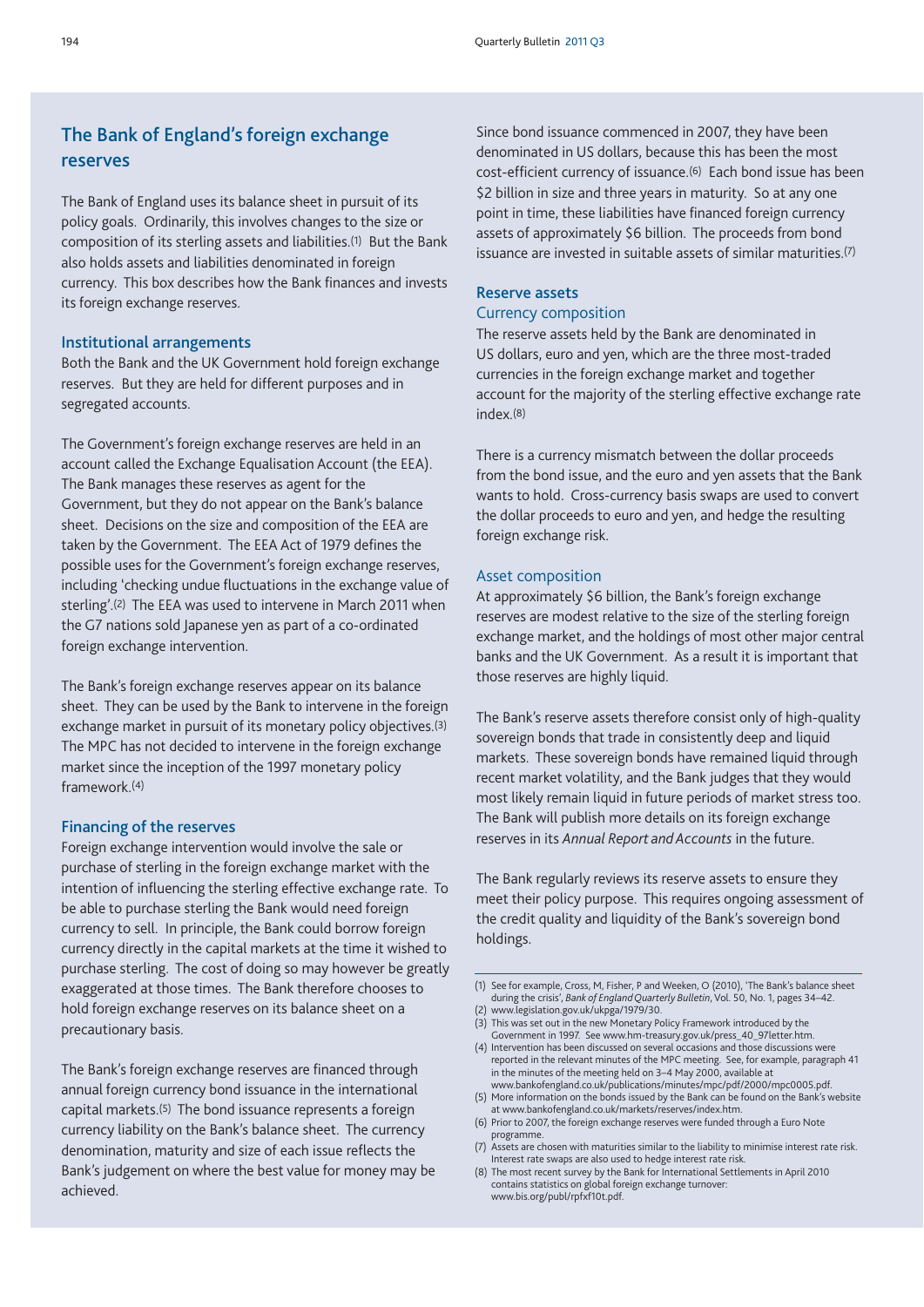## The Bank of England's foreign exchange reserves

The Bank of England uses its balance sheet in pursuit of its policy goals. Ordinarily, this involves changes to the size or composition of its sterling assets and liabilities.[1] But the Bank also holds assets and liabilities denominated in foreign currency. This box describes how the Bank finances and invests its foreign exchange reserves.

### Institutional arrangements

Both the Bank and the UK Government hold foreign exchange reserves. But they are held for different purposes and in segregated accounts.

The Government's foreign exchange reserves are held in an account called the Exchange Equalisation Account (the EEA). The Bank manages these reserves as agent for the Government, but they do not appear on the Bank's balance sheet. Decisions on the size and composition of the EEA are taken by the Government. The EEA Act of 1979 defines the possible uses for the Government's foreign exchange reserves, including 'checking undue fluctuations in the exchange value of sterling'.[2] The EEA was used to intervene in March 2011 when the G7 nations sold Japanese yen as part of a co-ordinated foreign exchange intervention.

The Bank's foreign exchange reserves appear on its balance sheet. They can be used by the Bank to intervene in the foreign exchange market in pursuit of its monetary policy objectives.[3] The MPC has not decided to intervene in the foreign exchange market since the inception of the 1997 monetary policy framework.[4]

### Financing of the reserves

Foreign exchange intervention would involve the sale or purchase of sterling in the foreign exchange market with the intention of influencing the sterling effective exchange rate. To be able to purchase sterling the Bank would need foreign currency to sell. In principle, the Bank could borrow foreign currency directly in the capital markets at the time it wished to purchase sterling. The cost of doing so may however be greatly exaggerated at those times. The Bank therefore chooses to hold foreign exchange reserves on its balance sheet on a precautionary basis.

The Bank's foreign exchange reserves are financed through annual foreign currency bond issuance in the international capital markets.[5] The bond issuance represents a foreign currency liability on the Bank's balance sheet. The currency denomination, maturity and size of each issue reflects the Bank's judgement on where the best value for money may be achieved.

Since bond issuance commenced in 2007, they have been denominated in US dollars, because this has been the most cost-efficient currency of issuance.[6] Each bond issue has been \$2 billion in size and three years in maturity. So at any one point in time, these liabilities have financed foreign currency assets of approximately \$6 billion. The proceeds from bond issuance are invested in suitable assets of similar maturities.[7]

### Reserve assets

#### Currency composition

The reserve assets held by the Bank are denominated in US dollars, euro and yen, which are the three most-traded currencies in the foreign exchange market and together account for the majority of the sterling effective exchange rate index.[8]

There is a currency mismatch between the dollar proceeds from the bond issue, and the euro and yen assets that the Bank wants to hold. Cross-currency basis swaps are used to convert the dollar proceeds to euro and yen, and hedge the resulting foreign exchange risk.

#### Asset composition

At approximately \$6 billion, the Bank's foreign exchange reserves are modest relative to the size of the sterling foreign exchange market, and the holdings of most other major central banks and the UK Government. As a result it is important that those reserves are highly liquid.

The Bank's reserve assets therefore consist only of high-quality sovereign bonds that trade in consistently deep and liquid markets. These sovereign bonds have remained liquid through recent market volatility, and the Bank judges that they would most likely remain liquid in future periods of market stress too. The Bank will publish more details on its foreign exchange reserves in its *Annual Report and Accounts* in the future.

The Bank regularly reviews its reserve assets to ensure they meet their policy purpose. This requires ongoing assessment of the credit quality and liquidity of the Bank's sovereign bond holdings.

(1) See for example, Cross, M, Fisher, P and Weeken, O (2010), 'The Bank's balance sheet during the crisis', *Bank of England Quarterly Bulletin*, Vol. 50, No. 1, pages 34–42.
(2) www.legislation.gov.uk/ukpga/1979/30.
(3) This was set out in the new Monetary Policy Framework introduced by the Government in 1997. See www.hm-treasury.gov.uk/press_40_97letter.htm.
(4) Intervention has been discussed on several occasions and those discussions were reported in the relevant minutes of the MPC meeting. See, for example, paragraph 41 in the minutes of the meeting held on 3–4 May 2000, available at www.bankofengland.co.uk/publications/minutes/mpc/pdf/2000/mpc0005.pdf.
(5) More information on the bonds issued by the Bank can be found on the Bank's website at www.bankofengland.co.uk/markets/reserves/index.htm.
(6) Prior to 2007, the foreign exchange reserves were funded through a Euro Note programme.
(7) Assets are chosen with maturities similar to the liability to minimise interest rate risk. Interest rate swaps are also used to hedge interest rate risk.
(8) The most recent survey by the Bank for International Settlements in April 2010 contains statistics on global foreign exchange turnover: www.bis.org/publ/rpfxf10t.pdf.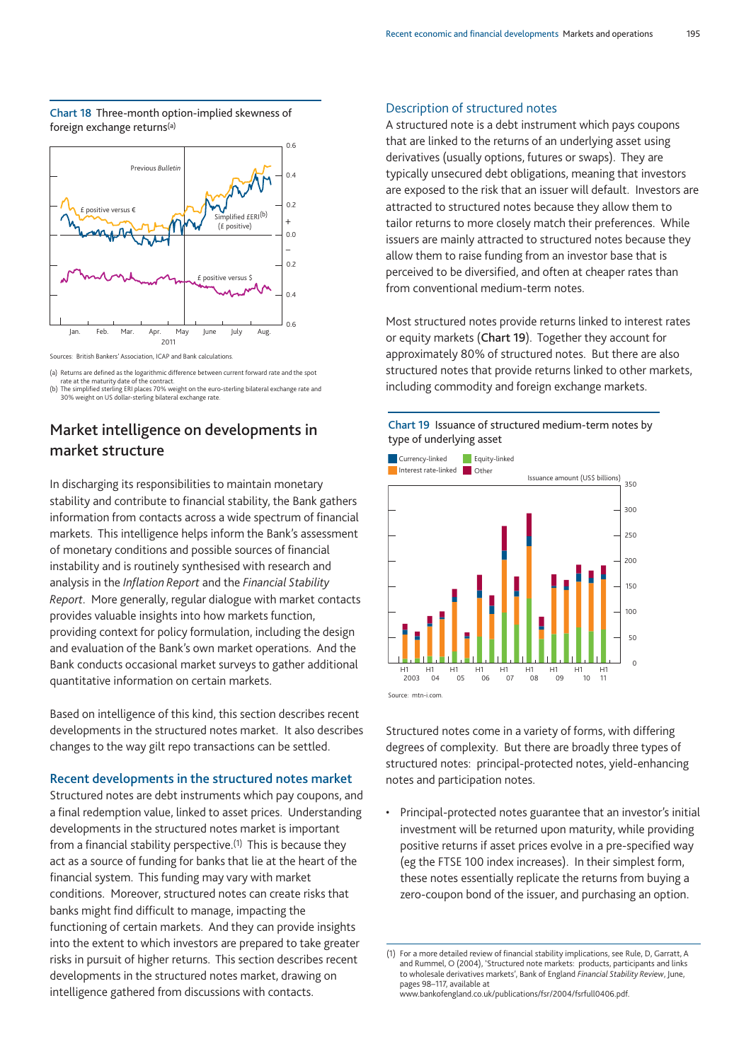**Chart 18** Three-month option-implied skewness of foreign exchange returns[(a)]

Sources: British Bankers' Association, ICAP and Bank calculations.

(a) Returns are defined as the logarithmic difference between current forward rate and the spot rate at the maturity date of the contract.
(b) The simplified sterling ERI places 70% weight on the euro-sterling bilateral exchange rate and 30% weight on US dollar-sterling bilateral exchange rate.

## Market intelligence on developments in market structure

In discharging its responsibilities to maintain monetary stability and contribute to financial stability, the Bank gathers information from contacts across a wide spectrum of financial markets. This intelligence helps inform the Bank's assessment of monetary conditions and possible sources of financial instability and is routinely synthesised with research and analysis in the *Inflation Report* and the *Financial Stability Report*. More generally, regular dialogue with market contacts provides valuable insights into how markets function, providing context for policy formulation, including the design and evaluation of the Bank's own market operations. And the Bank conducts occasional market surveys to gather additional quantitative information on certain markets.

Based on intelligence of this kind, this section describes recent developments in the structured notes market. It also describes changes to the way gilt repo transactions can be settled.

### Recent developments in the structured notes market

Structured notes are debt instruments which pay coupons, and a final redemption value, linked to asset prices. Understanding developments in the structured notes market is important from a financial stability perspective.[(1)] This is because they act as a source of funding for banks that lie at the heart of the financial system. This funding may vary with market conditions. Moreover, structured notes can create risks that banks might find difficult to manage, impacting the functioning of certain markets. And they can provide insights into the extent to which investors are prepared to take greater risks in pursuit of higher returns. This section describes recent developments in the structured notes market, drawing on intelligence gathered from discussions with contacts.

### Description of structured notes

A structured note is a debt instrument which pays coupons that are linked to the returns of an underlying asset using derivatives (usually options, futures or swaps). They are typically unsecured debt obligations, meaning that investors are exposed to the risk that an issuer will default. Investors are attracted to structured notes because they allow them to tailor returns to more closely match their preferences. While issuers are mainly attracted to structured notes because they allow them to raise funding from an investor base that is perceived to be diversified, and often at cheaper rates than from conventional medium-term notes.

Most structured notes provide returns linked to interest rates or equity markets (**Chart 19**). Together they account for approximately 80% of structured notes. But there are also structured notes that provide returns linked to other markets, including commodity and foreign exchange markets.

**Chart 19** Issuance of structured medium-term notes by type of underlying asset

Source: mtn-i.com.

Structured notes come in a variety of forms, with differing degrees of complexity. But there are broadly three types of structured notes: principal-protected notes, yield-enhancing notes and participation notes.

- Principal-protected notes guarantee that an investor's initial investment will be returned upon maturity, while providing positive returns if asset prices evolve in a pre-specified way (eg the FTSE 100 index increases). In their simplest form, these notes essentially replicate the returns from buying a zero-coupon bond of the issuer, and purchasing an option.

(1) For a more detailed review of financial stability implications, see Rule, D, Garratt, A and Rummel, O (2004), 'Structured note markets: products, participants and links to wholesale derivatives markets', Bank of England *Financial Stability Review*, June, pages 98–117, available at www.bankofengland.co.uk/publications/fsr/2004/fsrfull0406.pdf.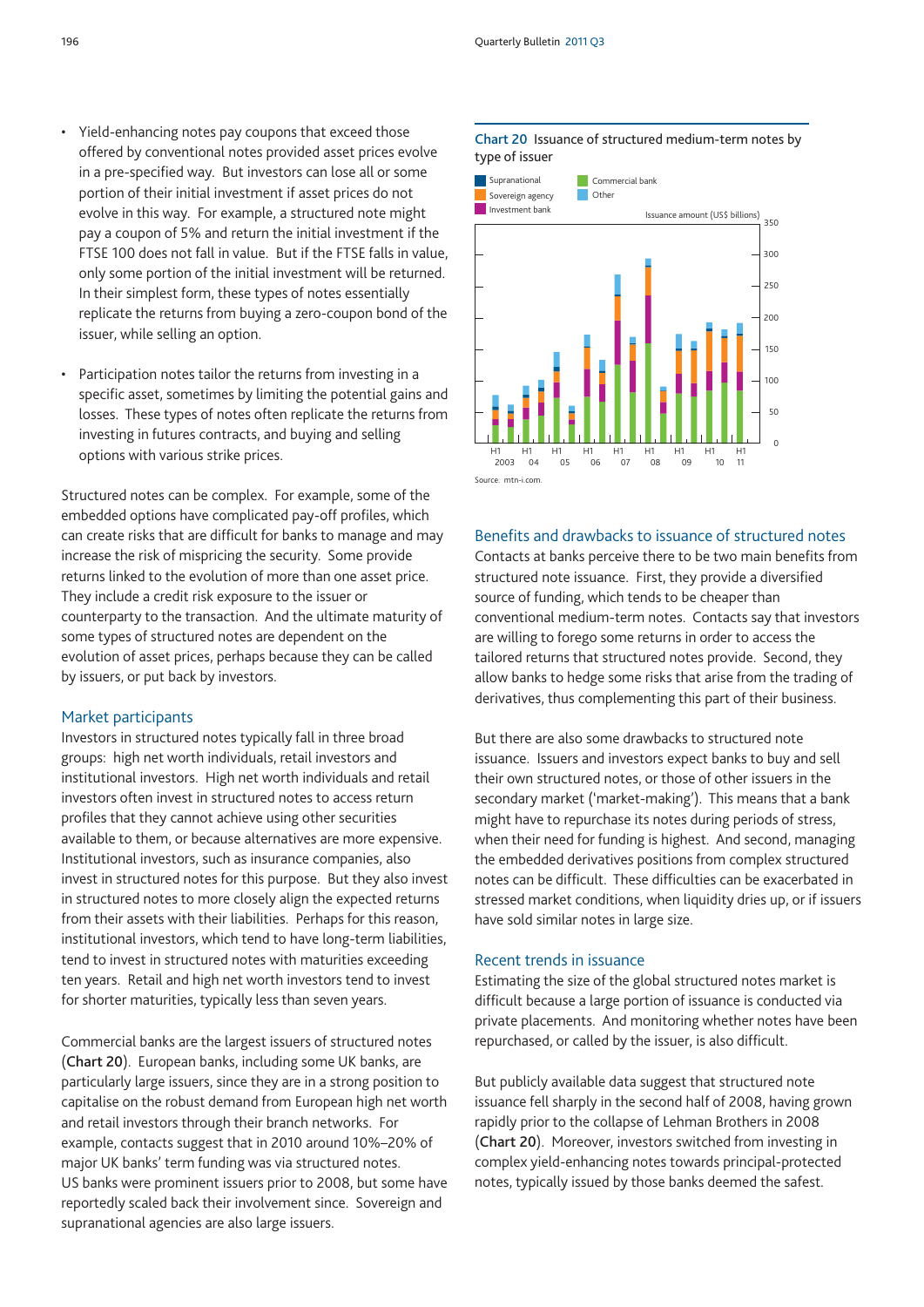- Yield-enhancing notes pay coupons that exceed those offered by conventional notes provided asset prices evolve in a pre-specified way. But investors can lose all or some portion of their initial investment if asset prices do not evolve in this way. For example, a structured note might pay a coupon of 5% and return the initial investment if the FTSE 100 does not fall in value. But if the FTSE falls in value, only some portion of the initial investment will be returned. In their simplest form, these types of notes essentially replicate the returns from buying a zero-coupon bond of the issuer, while selling an option.

- Participation notes tailor the returns from investing in a specific asset, sometimes by limiting the potential gains and losses. These types of notes often replicate the returns from investing in futures contracts, and buying and selling options with various strike prices.

Structured notes can be complex. For example, some of the embedded options have complicated pay-off profiles, which can create risks that are difficult for banks to manage and may increase the risk of mispricing the security. Some provide returns linked to the evolution of more than one asset price. They include a credit risk exposure to the issuer or counterparty to the transaction. And the ultimate maturity of some types of structured notes are dependent on the evolution of asset prices, perhaps because they can be called by issuers, or put back by investors.

## Market participants

Investors in structured notes typically fall in three broad groups: high net worth individuals, retail investors and institutional investors. High net worth individuals and retail investors often invest in structured notes to access return profiles that they cannot achieve using other securities available to them, or because alternatives are more expensive. Institutional investors, such as insurance companies, also invest in structured notes for this purpose. But they also invest in structured notes to more closely align the expected returns from their assets with their liabilities. Perhaps for this reason, institutional investors, which tend to have long-term liabilities, tend to invest in structured notes with maturities exceeding ten years. Retail and high net worth investors tend to invest for shorter maturities, typically less than seven years.

Commercial banks are the largest issuers of structured notes (**Chart 20**). European banks, including some UK banks, are particularly large issuers, since they are in a strong position to capitalise on the robust demand from European high net worth and retail investors through their branch networks. For example, contacts suggest that in 2010 around 10%–20% of major UK banks' term funding was via structured notes. US banks were prominent issuers prior to 2008, but some have reportedly scaled back their involvement since. Sovereign and supranational agencies are also large issuers.

**Chart 20** Issuance of structured medium-term notes by type of issuer

Source: mtn-i.com.

## Benefits and drawbacks to issuance of structured notes

Contacts at banks perceive there to be two main benefits from structured note issuance. First, they provide a diversified source of funding, which tends to be cheaper than conventional medium-term notes. Contacts say that investors are willing to forego some returns in order to access the tailored returns that structured notes provide. Second, they allow banks to hedge some risks that arise from the trading of derivatives, thus complementing this part of their business.

But there are also some drawbacks to structured note issuance. Issuers and investors expect banks to buy and sell their own structured notes, or those of other issuers in the secondary market ('market-making'). This means that a bank might have to repurchase its notes during periods of stress, when their need for funding is highest. And second, managing the embedded derivatives positions from complex structured notes can be difficult. These difficulties can be exacerbated in stressed market conditions, when liquidity dries up, or if issuers have sold similar notes in large size.

## Recent trends in issuance

Estimating the size of the global structured notes market is difficult because a large portion of issuance is conducted via private placements. And monitoring whether notes have been repurchased, or called by the issuer, is also difficult.

But publicly available data suggest that structured note issuance fell sharply in the second half of 2008, having grown rapidly prior to the collapse of Lehman Brothers in 2008 (**Chart 20**). Moreover, investors switched from investing in complex yield-enhancing notes towards principal-protected notes, typically issued by those banks deemed the safest.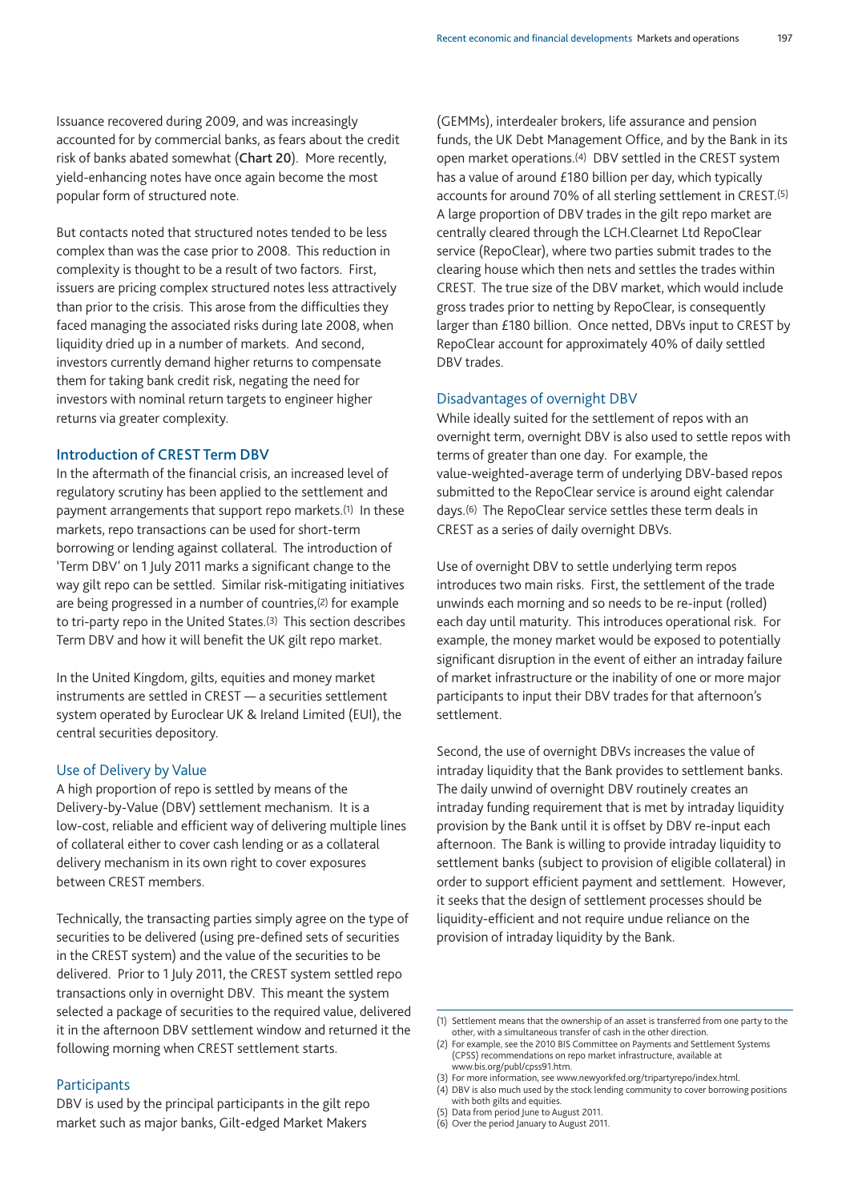Issuance recovered during 2009, and was increasingly accounted for by commercial banks, as fears about the credit risk of banks abated somewhat (**Chart 20**). More recently, yield-enhancing notes have once again become the most popular form of structured note.

But contacts noted that structured notes tended to be less complex than was the case prior to 2008. This reduction in complexity is thought to be a result of two factors. First, issuers are pricing complex structured notes less attractively than prior to the crisis. This arose from the difficulties they faced managing the associated risks during late 2008, when liquidity dried up in a number of markets. And second, investors currently demand higher returns to compensate them for taking bank credit risk, negating the need for investors with nominal return targets to engineer higher returns via greater complexity.

## Introduction of CREST Term DBV

In the aftermath of the financial crisis, an increased level of regulatory scrutiny has been applied to the settlement and payment arrangements that support repo markets.[1] In these markets, repo transactions can be used for short-term borrowing or lending against collateral. The introduction of 'Term DBV' on 1 July 2011 marks a significant change to the way gilt repo can be settled. Similar risk-mitigating initiatives are being progressed in a number of countries,[2] for example to tri-party repo in the United States.[3] This section describes Term DBV and how it will benefit the UK gilt repo market.

In the United Kingdom, gilts, equities and money market instruments are settled in CREST — a securities settlement system operated by Euroclear UK & Ireland Limited (EUI), the central securities depository.

### Use of Delivery by Value

A high proportion of repo is settled by means of the Delivery-by-Value (DBV) settlement mechanism. It is a low-cost, reliable and efficient way of delivering multiple lines of collateral either to cover cash lending or as a collateral delivery mechanism in its own right to cover exposures between CREST members.

Technically, the transacting parties simply agree on the type of securities to be delivered (using pre-defined sets of securities in the CREST system) and the value of the securities to be delivered. Prior to 1 July 2011, the CREST system settled repo transactions only in overnight DBV. This meant the system selected a package of securities to the required value, delivered it in the afternoon DBV settlement window and returned it the following morning when CREST settlement starts.

### Participants

DBV is used by the principal participants in the gilt repo market such as major banks, Gilt-edged Market Makers (GEMMs), interdealer brokers, life assurance and pension funds, the UK Debt Management Office, and by the Bank in its open market operations.[4] DBV settled in the CREST system has a value of around £180 billion per day, which typically accounts for around 70% of all sterling settlement in CREST.[5] A large proportion of DBV trades in the gilt repo market are centrally cleared through the LCH.Clearnet Ltd RepoClear service (RepoClear), where two parties submit trades to the clearing house which then nets and settles the trades within CREST. The true size of the DBV market, which would include gross trades prior to netting by RepoClear, is consequently larger than £180 billion. Once netted, DBVs input to CREST by RepoClear account for approximately 40% of daily settled DBV trades.

### Disadvantages of overnight DBV

While ideally suited for the settlement of repos with an overnight term, overnight DBV is also used to settle repos with terms of greater than one day. For example, the value-weighted-average term of underlying DBV-based repos submitted to the RepoClear service is around eight calendar days.[6] The RepoClear service settles these term deals in CREST as a series of daily overnight DBVs.

Use of overnight DBV to settle underlying term repos introduces two main risks. First, the settlement of the trade unwinds each morning and so needs to be re-input (rolled) each day until maturity. This introduces operational risk. For example, the money market would be exposed to potentially significant disruption in the event of either an intraday failure of market infrastructure or the inability of one or more major participants to input their DBV trades for that afternoon's settlement.

Second, the use of overnight DBVs increases the value of intraday liquidity that the Bank provides to settlement banks. The daily unwind of overnight DBV routinely creates an intraday funding requirement that is met by intraday liquidity provision by the Bank until it is offset by DBV re-input each afternoon. The Bank is willing to provide intraday liquidity to settlement banks (subject to provision of eligible collateral) in order to support efficient payment and settlement. However, it seeks that the design of settlement processes should be liquidity-efficient and not require undue reliance on the provision of intraday liquidity by the Bank.

(1) Settlement means that the ownership of an asset is transferred from one party to the other, with a simultaneous transfer of cash in the other direction.
(2) For example, see the 2010 BIS Committee on Payments and Settlement Systems (CPSS) recommendations on repo market infrastructure, available at www.bis.org/publ/cpss91.htm.
(3) For more information, see www.newyorkfed.org/tripartyrepo/index.html.
(4) DBV is also much used by the stock lending community to cover borrowing positions with both gilts and equities.
(5) Data from period June to August 2011.
(6) Over the period January to August 2011.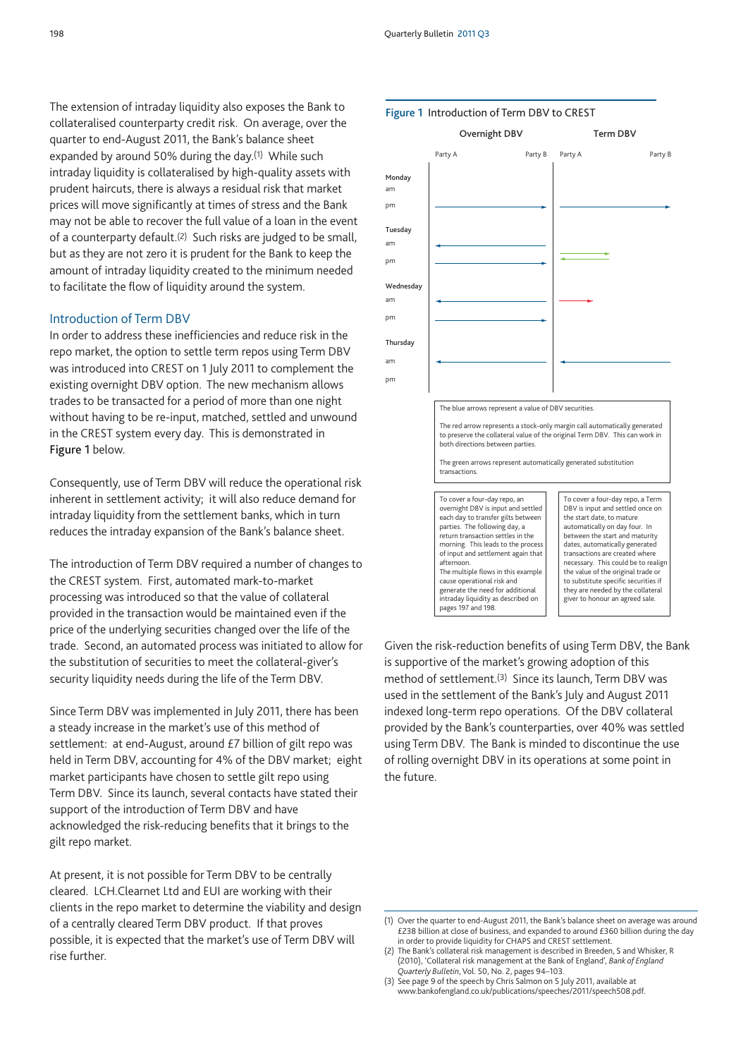The extension of intraday liquidity also exposes the Bank to collateralised counterparty credit risk. On average, over the quarter to end-August 2011, the Bank's balance sheet expanded by around 50% during the day.[1] While such intraday liquidity is collateralised by high-quality assets with prudent haircuts, there is always a residual risk that market prices will move significantly at times of stress and the Bank may not be able to recover the full value of a loan in the event of a counterparty default.[2] Such risks are judged to be small, but as they are not zero it is prudent for the Bank to keep the amount of intraday liquidity created to the minimum needed to facilitate the flow of liquidity around the system.

## Introduction of Term DBV

In order to address these inefficiencies and reduce risk in the repo market, the option to settle term repos using Term DBV was introduced into CREST on 1 July 2011 to complement the existing overnight DBV option. The new mechanism allows trades to be transacted for a period of more than one night without having to be re-input, matched, settled and unwound in the CREST system every day. This is demonstrated in **Figure 1** below.

Consequently, use of Term DBV will reduce the operational risk inherent in settlement activity; it will also reduce demand for intraday liquidity from the settlement banks, which in turn reduces the intraday expansion of the Bank's balance sheet.

The introduction of Term DBV required a number of changes to the CREST system. First, automated mark-to-market processing was introduced so that the value of collateral provided in the transaction would be maintained even if the price of the underlying securities changed over the life of the trade. Second, an automated process was initiated to allow for the substitution of securities to meet the collateral-giver's security liquidity needs during the life of the Term DBV.

Since Term DBV was implemented in July 2011, there has been a steady increase in the market's use of this method of settlement: at end-August, around £7 billion of gilt repo was held in Term DBV, accounting for 4% of the DBV market; eight market participants have chosen to settle gilt repo using Term DBV. Since its launch, several contacts have stated their support of the introduction of Term DBV and have acknowledged the risk-reducing benefits that it brings to the gilt repo market.

At present, it is not possible for Term DBV to be centrally cleared. LCH.Clearnet Ltd and EUI are working with their clients in the repo market to determine the viability and design of a centrally cleared Term DBV product. If that proves possible, it is expected that the market's use of Term DBV will rise further.

**Figure 1** Introduction of Term DBV to CREST

Overnight DBV | Term DBV

Party A | Party B | Party A | Party B

Monday am pm

Tuesday am pm

Wednesday am pm

Thursday am pm

The blue arrows represent a value of DBV securities.

The red arrow represents a stock-only margin call automatically generated to preserve the collateral value of the original Term DBV. This can work in both directions between parties.

The green arrows represent automatically generated substitution transactions.

To cover a four-day repo, an overnight DBV is input and settled each day to transfer gilts between parties. The following day, a return transaction settles in the morning. This leads to the process of input and settlement again that afternoon.
The multiple flows in this example cause operational risk and generate the need for additional intraday liquidity as described on pages 197 and 198.

To cover a four-day repo, a Term DBV is input and settled once on the start date, to mature automatically on day four. In between the start and maturity dates, automatically generated transactions are created where necessary. This could be to realign the value of the original trade or to substitute specific securities if they are needed by the collateral giver to honour an agreed sale.

Given the risk-reduction benefits of using Term DBV, the Bank is supportive of the market's growing adoption of this method of settlement.[3] Since its launch, Term DBV was used in the settlement of the Bank's July and August 2011 indexed long-term repo operations. Of the DBV collateral provided by the Bank's counterparties, over 40% was settled using Term DBV. The Bank is minded to discontinue the use of rolling overnight DBV in its operations at some point in the future.

(1) Over the quarter to end-August 2011, the Bank's balance sheet on average was around £238 billion at close of business, and expanded to around £360 billion during the day in order to provide liquidity for CHAPS and CREST settlement.
(2) The Bank's collateral risk management is described in Breeden, S and Whisker, R (2010), 'Collateral risk management at the Bank of England', *Bank of England Quarterly Bulletin*, Vol. 50, No. 2, pages 94–103.
(3) See page 9 of the speech by Chris Salmon on 5 July 2011, available at www.bankofengland.co.uk/publications/speeches/2011/speech508.pdf.